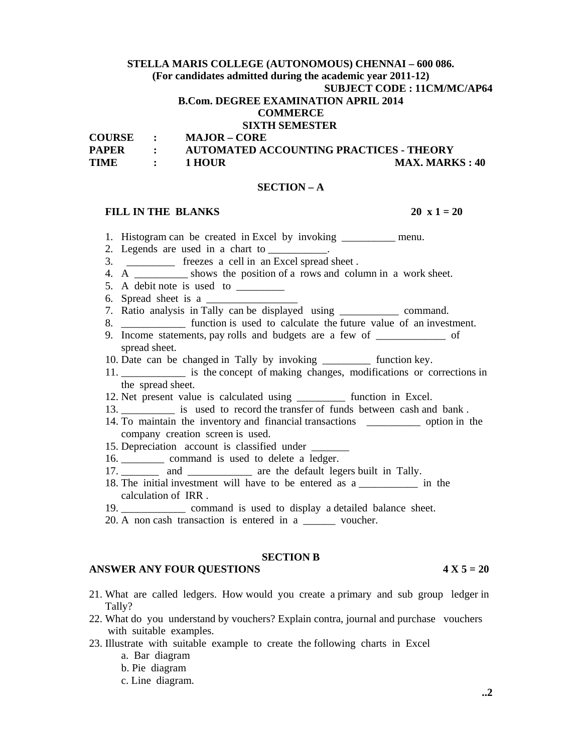**STELLA MARIS COLLEGE (AUTONOMOUS) CHENNAI – 600 086.**
**(For candidates admitted during the academic year 2011-12)**

**SUBJECT CODE : 11CM/MC/AP64**

**B.Com. DEGREE EXAMINATION APRIL 2014**
**COMMERCE**
**SIXTH SEMESTER**

**COURSE : MAJOR – CORE**
**PAPER : AUTOMATED ACCOUNTING PRACTICES - THEORY**
**TIME : 1 HOUR MAX. MARKS : 40**

## SECTION – A

**FILL IN THE BLANKS 20 x 1 = 20**

1. Histogram can be created in Excel by invoking __________ menu.
2. Legends are used in a chart to ___________.
3. _________ freezes a cell in an Excel spread sheet .
4. A __________ shows the position of a rows and column in a work sheet.
5. A debit note is used to _________
6. Spread sheet is a _________________
7. Ratio analysis in Tally can be displayed using ___________ command.
8. ____________ function is used to calculate the future value of an investment.
9. Income statements, pay rolls and budgets are a few of _____________ of spread sheet.
10. Date can be changed in Tally by invoking _________ function key.
11. ____________ is the concept of making changes, modifications or corrections in the spread sheet.
12. Net present value is calculated using _________ function in Excel.
13. __________ is used to record the transfer of funds between cash and bank .
14. To maintain the inventory and financial transactions __________ option in the company creation screen is used.
15. Depreciation account is classified under _______
16. ________ command is used to delete a ledger.
17. _______ and ____________ are the default legers built in Tally.
18. The initial investment will have to be entered as a ___________ in the calculation of IRR .
19. ____________ command is used to display a detailed balance sheet.
20. A non cash transaction is entered in a ______ voucher.

## SECTION B

**ANSWER ANY FOUR QUESTIONS 4 X 5 = 20**

21. What are called ledgers. How would you create a primary and sub group ledger in Tally?
22. What do you understand by vouchers? Explain contra, journal and purchase vouchers with suitable examples.
23. Illustrate with suitable example to create the following charts in Excel
    a. Bar diagram
    b. Pie diagram
    c. Line diagram.

..2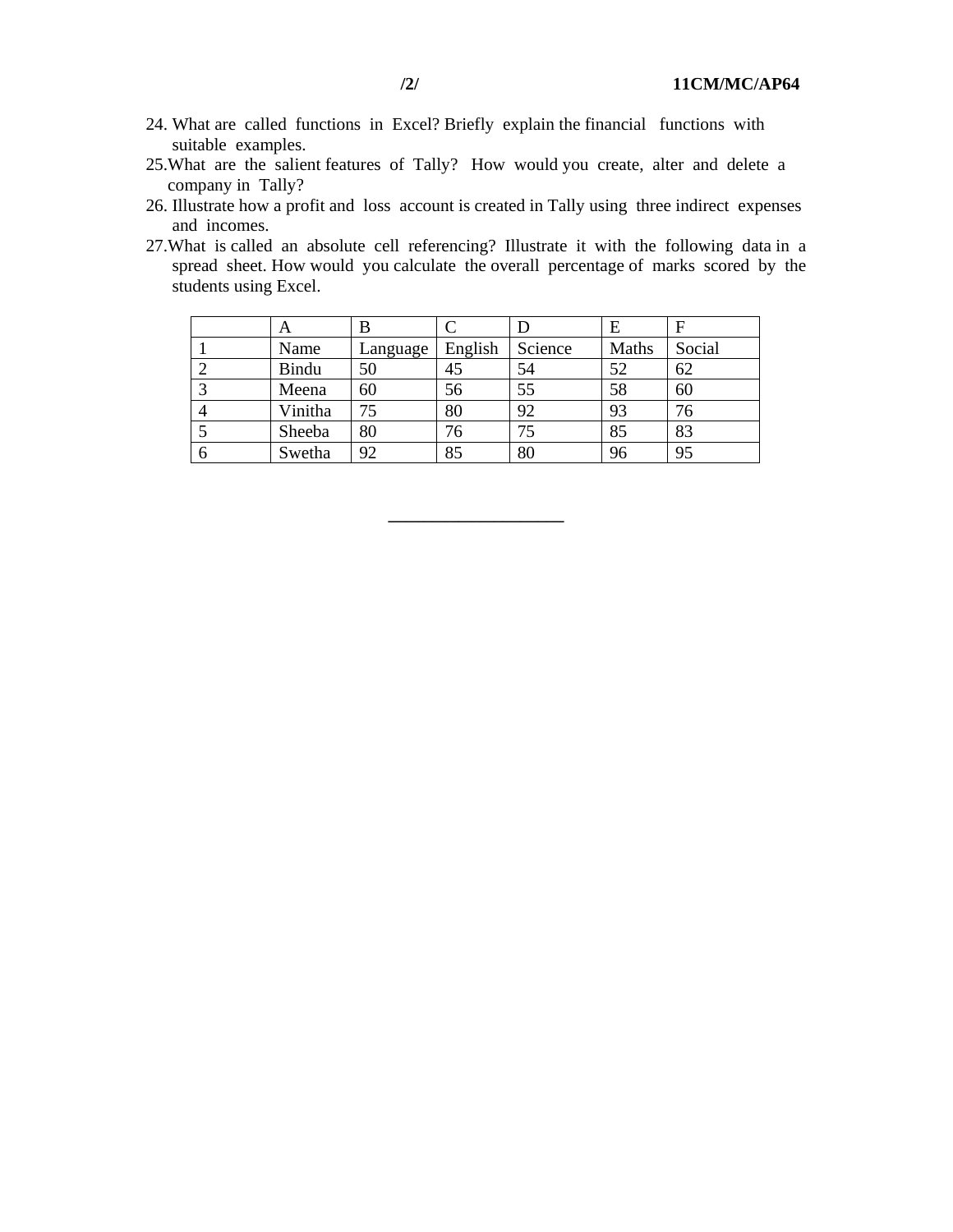24. What are called functions in Excel? Briefly explain the financial functions with suitable examples.

25. What are the salient features of Tally? How would you create, alter and delete a company in Tally?

26. Illustrate how a profit and loss account is created in Tally using three indirect expenses and incomes.

27. What is called an absolute cell referencing? Illustrate it with the following data in a spread sheet. How would you calculate the overall percentage of marks scored by the students using Excel.

|   | A | B | C | D | E | F |
|---|---|---|---|---|---|---|
| 1 | Name | Language | English | Science | Maths | Social |
| 2 | Bindu | 50 | 45 | 54 | 52 | 62 |
| 3 | Meena | 60 | 56 | 55 | 58 | 60 |
| 4 | Vinitha | 75 | 80 | 92 | 93 | 76 |
| 5 | Sheeba | 80 | 76 | 75 | 85 | 83 |
| 6 | Swetha | 92 | 85 | 80 | 96 | 95 |

---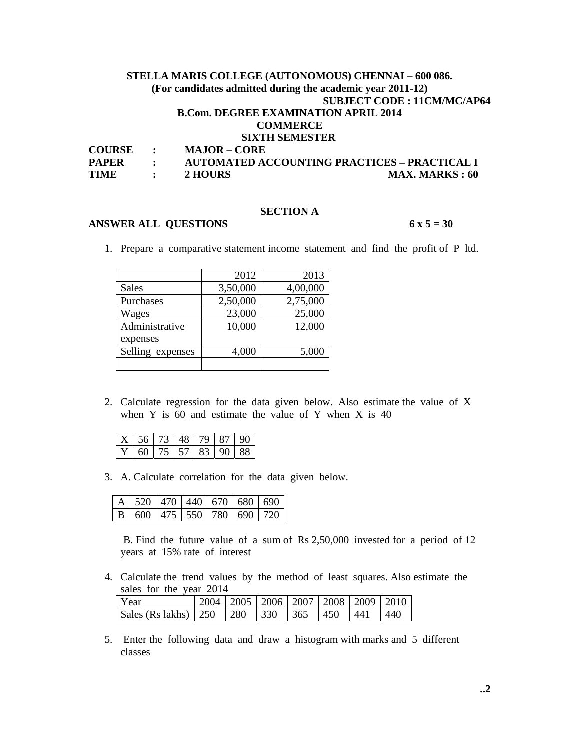**STELLA MARIS COLLEGE (AUTONOMOUS) CHENNAI – 600 086.**
**(For candidates admitted during the academic year 2011-12)**

**SUBJECT CODE : 11CM/MC/AP64**

**B.Com. DEGREE EXAMINATION APRIL 2014**
**COMMERCE**
**SIXTH SEMESTER**

**COURSE : MAJOR – CORE**
**PAPER : AUTOMATED ACCOUNTING PRACTICES – PRACTICAL I**
**TIME : 2 HOURS MAX. MARKS : 60**

## SECTION A

**ANSWER ALL QUESTIONS 6 x 5 = 30**

1. Prepare a comparative statement income statement and find the profit of P ltd.

| | 2012 | 2013 |
|---|---|---|
| Sales | 3,50,000 | 4,00,000 |
| Purchases | 2,50,000 | 2,75,000 |
| Wages | 23,000 | 25,000 |
| Administrative expenses | 10,000 | 12,000 |
| Selling expenses | 4,000 | 5,000 |
| | | |

2. Calculate regression for the data given below. Also estimate the value of X when Y is 60 and estimate the value of Y when X is 40

| X | 56 | 73 | 48 | 79 | 87 | 90 |
|---|---|---|---|---|---|---|
| Y | 60 | 75 | 57 | 83 | 90 | 88 |

3. A. Calculate correlation for the data given below.

| A | 520 | 470 | 440 | 670 | 680 | 690 |
|---|---|---|---|---|---|---|
| B | 600 | 475 | 550 | 780 | 690 | 720 |

   B. Find the future value of a sum of Rs 2,50,000 invested for a period of 12 years at 15% rate of interest

4. Calculate the trend values by the method of least squares. Also estimate the sales for the year 2014

| Year | 2004 | 2005 | 2006 | 2007 | 2008 | 2009 | 2010 |
|---|---|---|---|---|---|---|---|
| Sales (Rs lakhs) | 250 | 280 | 330 | 365 | 450 | 441 | 440 |

5. Enter the following data and draw a histogram with marks and 5 different classes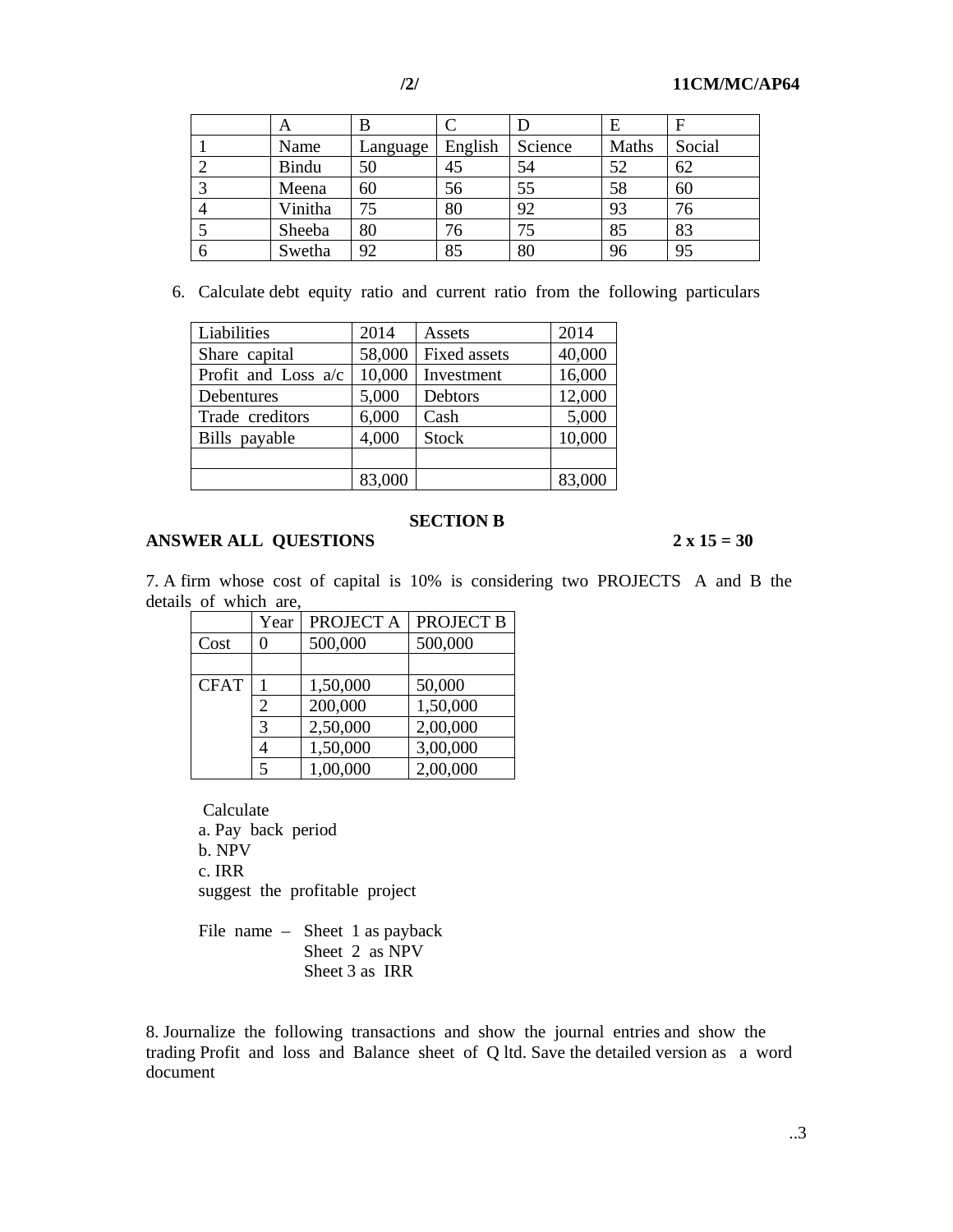|  | A | B | C | D | E | F |
|---|---|---|---|---|---|---|
| 1 | Name | Language | English | Science | Maths | Social |
| 2 | Bindu | 50 | 45 | 54 | 52 | 62 |
| 3 | Meena | 60 | 56 | 55 | 58 | 60 |
| 4 | Vinitha | 75 | 80 | 92 | 93 | 76 |
| 5 | Sheeba | 80 | 76 | 75 | 85 | 83 |
| 6 | Swetha | 92 | 85 | 80 | 96 | 95 |

6. Calculate debt equity ratio and current ratio from the following particulars

| Liabilities | 2014 | Assets | 2014 |
|---|---|---|---|
| Share capital | 58,000 | Fixed assets | 40,000 |
| Profit and Loss a/c | 10,000 | Investment | 16,000 |
| Debentures | 5,000 | Debtors | 12,000 |
| Trade creditors | 6,000 | Cash | 5,000 |
| Bills payable | 4,000 | Stock | 10,000 |
|  |  |  |  |
|  | 83,000 |  | 83,000 |

## SECTION B

**ANSWER ALL QUESTIONS** **2 x 15 = 30**

7. A firm whose cost of capital is 10% is considering two PROJECTS A and B the details of which are,

|  | Year | PROJECT A | PROJECT B |
|---|---|---|---|
| Cost | 0 | 500,000 | 500,000 |
|  |  |  |  |
| CFAT | 1 | 1,50,000 | 50,000 |
|  | 2 | 200,000 | 1,50,000 |
|  | 3 | 2,50,000 | 2,00,000 |
|  | 4 | 1,50,000 | 3,00,000 |
|  | 5 | 1,00,000 | 2,00,000 |

Calculate

a. Pay back period

b. NPV

c. IRR

suggest the profitable project

File name – Sheet 1 as payback
Sheet 2 as NPV
Sheet 3 as IRR

8. Journalize the following transactions and show the journal entries and show the trading Profit and loss and Balance sheet of Q ltd. Save the detailed version as a word document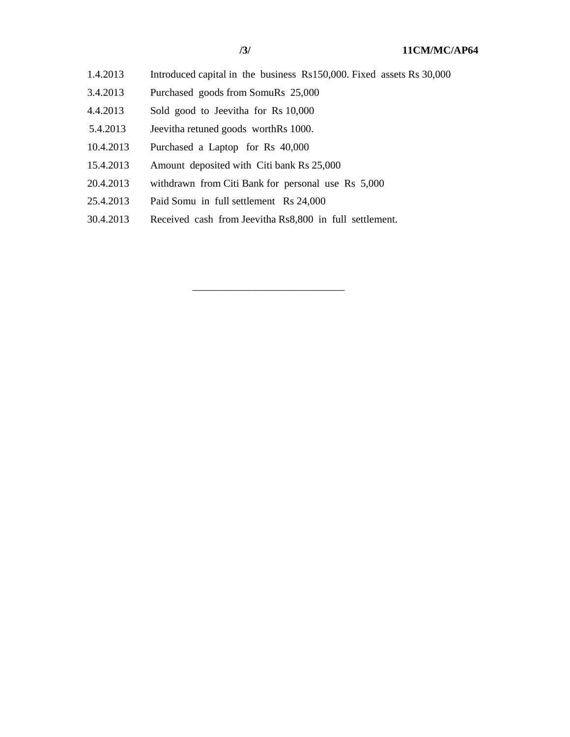| | |
|---|---|
| 1.4.2013 | Introduced capital in the business Rs150,000. Fixed assets Rs 30,000 |
| 3.4.2013 | Purchased goods from SomuRs 25,000 |
| 4.4.2013 | Sold good to Jeevitha for Rs 10,000 |
| 5.4.2013 | Jeevitha retuned goods worthRs 1000. |
| 10.4.2013 | Purchased a Laptop for Rs 40,000 |
| 15.4.2013 | Amount deposited with Citi bank Rs 25,000 |
| 20.4.2013 | withdrawn from Citi Bank for personal use Rs 5,000 |
| 25.4.2013 | Paid Somu in full settlement Rs 24,000 |
| 30.4.2013 | Received cash from Jeevitha Rs8,800 in full settlement. |

______________________________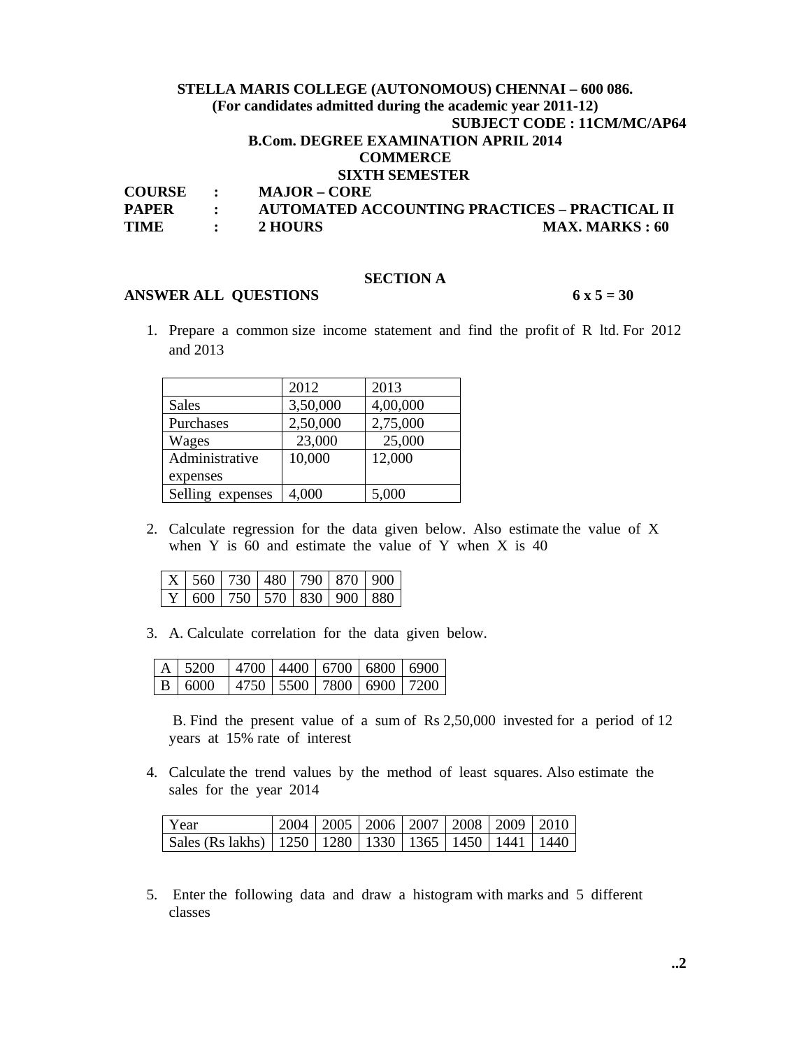**STELLA MARIS COLLEGE (AUTONOMOUS) CHENNAI – 600 086.**
**(For candidates admitted during the academic year 2011-12)**

**SUBJECT CODE : 11CM/MC/AP64**

**B.Com. DEGREE EXAMINATION APRIL 2014**
**COMMERCE**
**SIXTH SEMESTER**

**COURSE : MAJOR – CORE**
**PAPER : AUTOMATED ACCOUNTING PRACTICES – PRACTICAL II**
**TIME : 2 HOURS MAX. MARKS : 60**

## SECTION A

**ANSWER ALL QUESTIONS 6 x 5 = 30**

1. Prepare a common size income statement and find the profit of R ltd. For 2012 and 2013

| | 2012 | 2013 |
|---|---|---|
| Sales | 3,50,000 | 4,00,000 |
| Purchases | 2,50,000 | 2,75,000 |
| Wages | 23,000 | 25,000 |
| Administrative expenses | 10,000 | 12,000 |
| Selling expenses | 4,000 | 5,000 |

2. Calculate regression for the data given below. Also estimate the value of X when Y is 60 and estimate the value of Y when X is 40

| X | 560 | 730 | 480 | 790 | 870 | 900 |
|---|---|---|---|---|---|---|
| Y | 600 | 750 | 570 | 830 | 900 | 880 |

3. A. Calculate correlation for the data given below.

| A | 5200 | 4700 | 4400 | 6700 | 6800 | 6900 |
|---|---|---|---|---|---|---|
| B | 6000 | 4750 | 5500 | 7800 | 6900 | 7200 |

   B. Find the present value of a sum of Rs 2,50,000 invested for a period of 12 years at 15% rate of interest

4. Calculate the trend values by the method of least squares. Also estimate the sales for the year 2014

| Year | 2004 | 2005 | 2006 | 2007 | 2008 | 2009 | 2010 |
|---|---|---|---|---|---|---|---|
| Sales (Rs lakhs) | 1250 | 1280 | 1330 | 1365 | 1450 | 1441 | 1440 |

5. Enter the following data and draw a histogram with marks and 5 different classes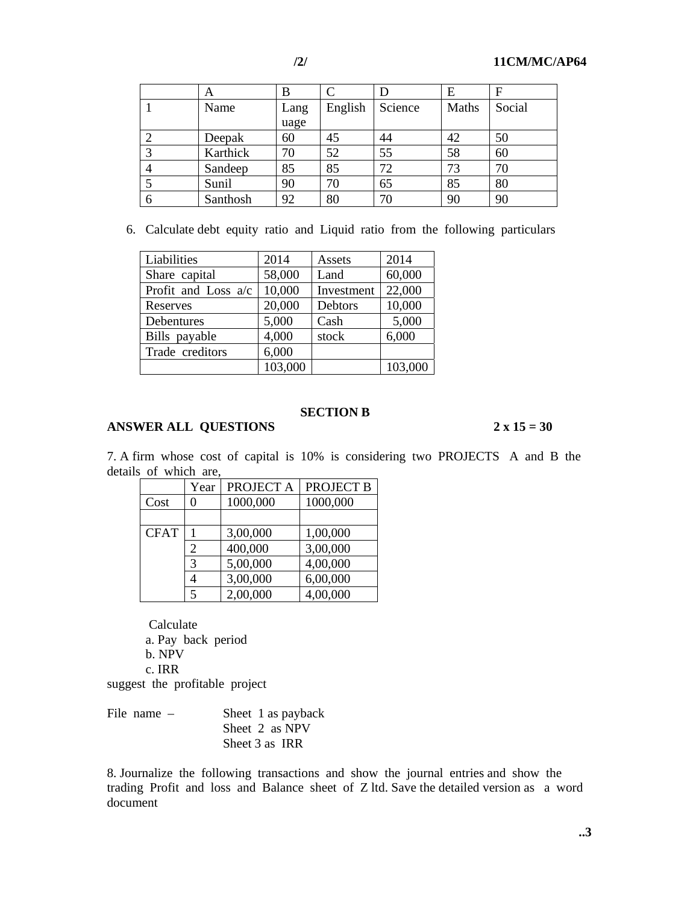|  | A | B | C | D | E | F |
|---|---|---|---|---|---|---|
| 1 | Name | Language | English | Science | Maths | Social |
| 2 | Deepak | 60 | 45 | 44 | 42 | 50 |
| 3 | Karthick | 70 | 52 | 55 | 58 | 60 |
| 4 | Sandeep | 85 | 85 | 72 | 73 | 70 |
| 5 | Sunil | 90 | 70 | 65 | 85 | 80 |
| 6 | Santhosh | 92 | 80 | 70 | 90 | 90 |

6. Calculate debt equity ratio and Liquid ratio from the following particulars

| Liabilities | 2014 | Assets | 2014 |
|---|---|---|---|
| Share capital | 58,000 | Land | 60,000 |
| Profit and Loss a/c | 10,000 | Investment | 22,000 |
| Reserves | 20,000 | Debtors | 10,000 |
| Debentures | 5,000 | Cash | 5,000 |
| Bills payable | 4,000 | stock | 6,000 |
| Trade creditors | 6,000 | | |
| | 103,000 | | 103,000 |

## SECTION B

**ANSWER ALL QUESTIONS** **2 x 15 = 30**

7. A firm whose cost of capital is 10% is considering two PROJECTS A and B the details of which are,

| | Year | PROJECT A | PROJECT B |
|---|---|---|---|
| Cost | 0 | 1000,000 | 1000,000 |
| | | | |
| CFAT | 1 | 3,00,000 | 1,00,000 |
| | 2 | 400,000 | 3,00,000 |
| | 3 | 5,00,000 | 4,00,000 |
| | 4 | 3,00,000 | 6,00,000 |
| | 5 | 2,00,000 | 4,00,000 |

Calculate

a. Pay back period

b. NPV

c. IRR

suggest the profitable project

File name – Sheet 1 as payback
Sheet 2 as NPV
Sheet 3 as IRR

8. Journalize the following transactions and show the journal entries and show the trading Profit and loss and Balance sheet of Z ltd. Save the detailed version as a word document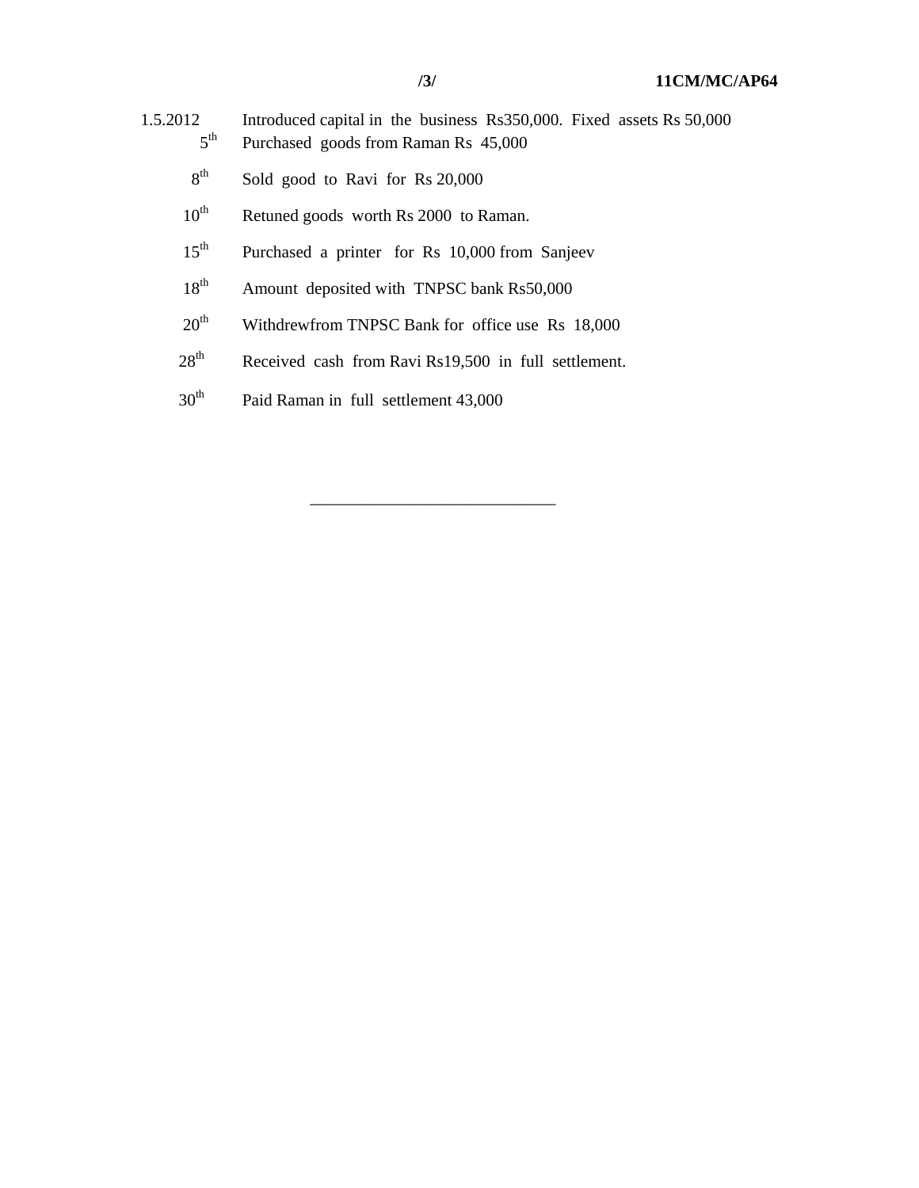| | |
|---|---|
| 1.5.2012 | Introduced capital in the business Rs350,000. Fixed assets Rs 50,000 |
| 5th | Purchased goods from Raman Rs 45,000 |
| 8th | Sold good to Ravi for Rs 20,000 |
| 10th | Retuned goods worth Rs 2000 to Raman. |
| 15th | Purchased a printer for Rs 10,000 from Sanjeev |
| 18th | Amount deposited with TNPSC bank Rs50,000 |
| 20th | Withdrewfrom TNPSC Bank for office use Rs 18,000 |
| 28th | Received cash from Ravi Rs19,500 in full settlement. |
| 30th | Paid Raman in full settlement 43,000 |

______________________________